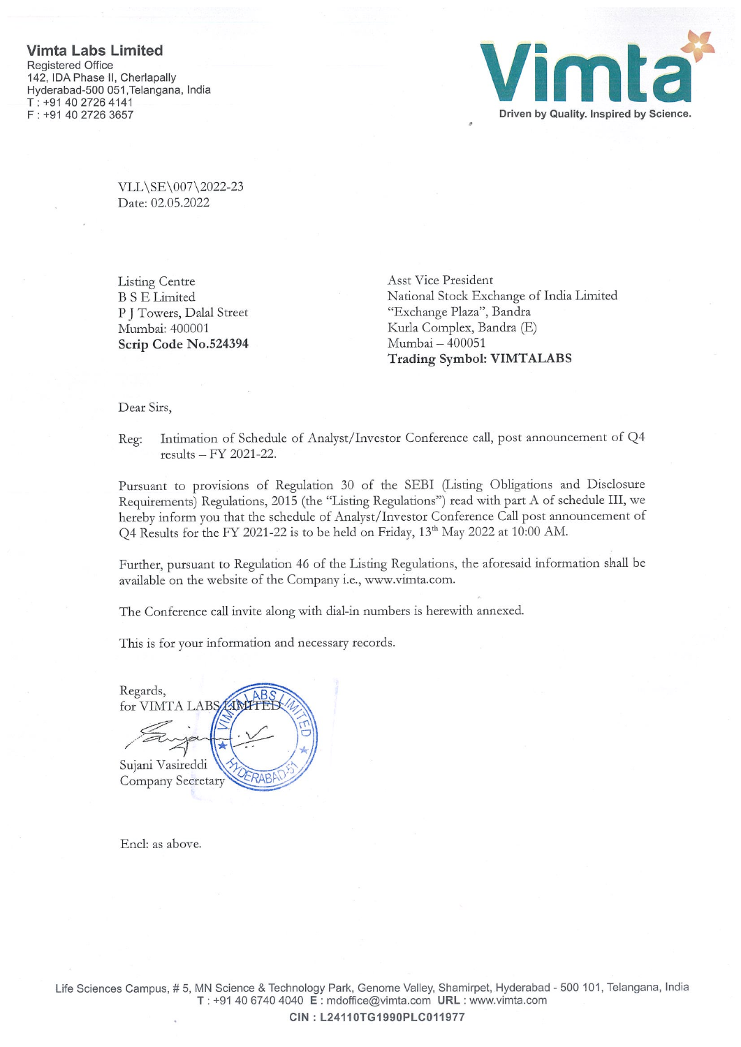**Vimta Labs Limited**
Registered Office
142, IDA Phase II, Cherlapally
Hyderabad-500 051,Telangana, India
T : +91 40 2726 4141
F : +91 40 2726 3657

**Vimta**
**Driven by Quality. Inspired by Science.**

VLL\SE\007\2022-23
Date: 02.05.2022

Listing Centre
B S E Limited
P J Towers, Dalal Street
Mumbai: 400001
**Scrip Code No.524394**

Asst Vice President
National Stock Exchange of India Limited
"Exchange Plaza", Bandra
Kurla Complex, Bandra (E)
Mumbai – 400051
**Trading Symbol: VIMTALABS**

Dear Sirs,

Reg: Intimation of Schedule of Analyst/Investor Conference call, post announcement of Q4 results – FY 2021-22.

Pursuant to provisions of Regulation 30 of the SEBI (Listing Obligations and Disclosure Requirements) Regulations, 2015 (the "Listing Regulations") read with part A of schedule III, we hereby inform you that the schedule of Analyst/Investor Conference Call post announcement of Q4 Results for the FY 2021-22 is to be held on Friday, 13th May 2022 at 10:00 AM.

Further, pursuant to Regulation 46 of the Listing Regulations, the aforesaid information shall be available on the website of the Company i.e., www.vimta.com.

The Conference call invite along with dial-in numbers is herewith annexed.

This is for your information and necessary records.

Regards,
for VIMTA LABS LIMITED

Sujani Vasireddi
Company Secretary

Encl: as above.

Life Sciences Campus, # 5, MN Science & Technology Park, Genome Valley, Shamirpet, Hyderabad - 500 101, Telangana, India
T : +91 40 6740 4040 **E** : mdoffice@vimta.com **URL** : www.vimta.com

**CIN : L24110TG1990PLC011977**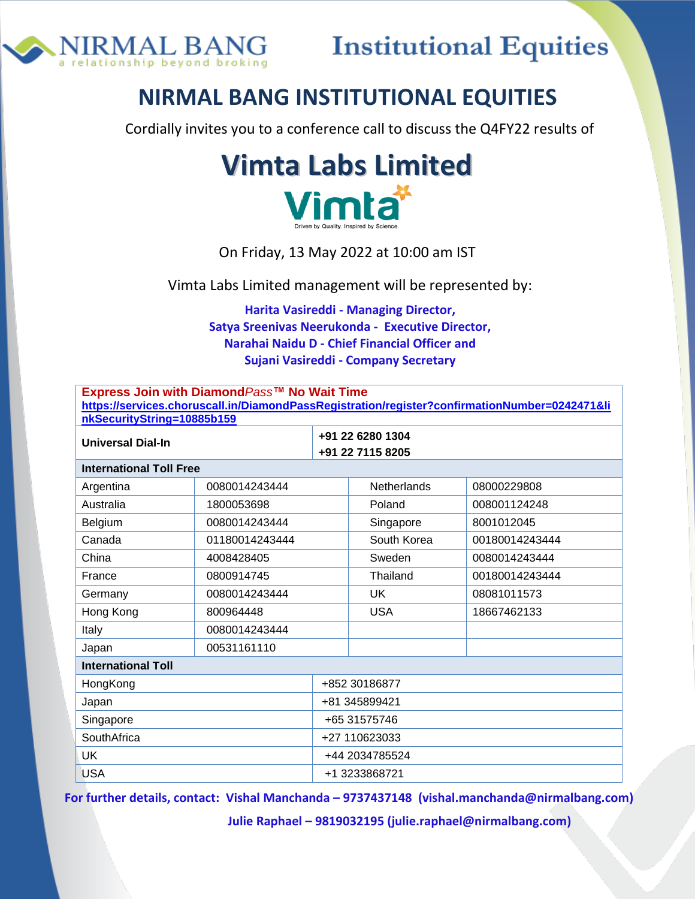NIRMAL BANG
a relationship beyond broking

Institutional Equities

# NIRMAL BANG INSTITUTIONAL EQUITIES

Cordially invites you to a conference call to discuss the Q4FY22 results of

# Vimta Labs Limited

Vimta
Driven by Quality. Inspired by Science.

On Friday, 13 May 2022 at 10:00 am IST

Vimta Labs Limited management will be represented by:

**Harita Vasireddi - Managing Director,**
**Satya Sreenivas Neerukonda - Executive Director,**
**Narahai Naidu D - Chief Financial Officer and**
**Sujani Vasireddi - Company Secretary**

**Express Join with Diamond*Pass*™ No Wait Time**
**https://services.choruscall.in/DiamondPassRegistration/register?confirmationNumber=0242471&linkSecurityString=10885b159**

| | | | |
|---|---|---|---|
| **Universal Dial-In** | **+91 22 6280 1304**<br>**+91 22 7115 8205** | | |
| **International Toll Free** | | | |
| Argentina | 0080014243444 | Netherlands | 08000229808 |
| Australia | 1800053698 | Poland | 008001124248 |
| Belgium | 0080014243444 | Singapore | 8001012045 |
| Canada | 01180014243444 | South Korea | 00180014243444 |
| China | 4008428405 | Sweden | 0080014243444 |
| France | 0800914745 | Thailand | 00180014243444 |
| Germany | 0080014243444 | UK | 08081011573 |
| Hong Kong | 800964448 | USA | 18667462133 |
| Italy | 0080014243444 | | |
| Japan | 00531161110 | | |
| **International Toll** | | | |
| HongKong | +852 30186877 | | |
| Japan | +81 345899421 | | |
| Singapore | +65 31575746 | | |
| SouthAfrica | +27 110623033 | | |
| UK | +44 2034785524 | | |
| USA | +1 3233868721 | | |

**For further details, contact: Vishal Manchanda – 9737437148 (vishal.manchanda@nirmalbang.com)**
**Julie Raphael – 9819032195 (julie.raphael@nirmalbang.com)**